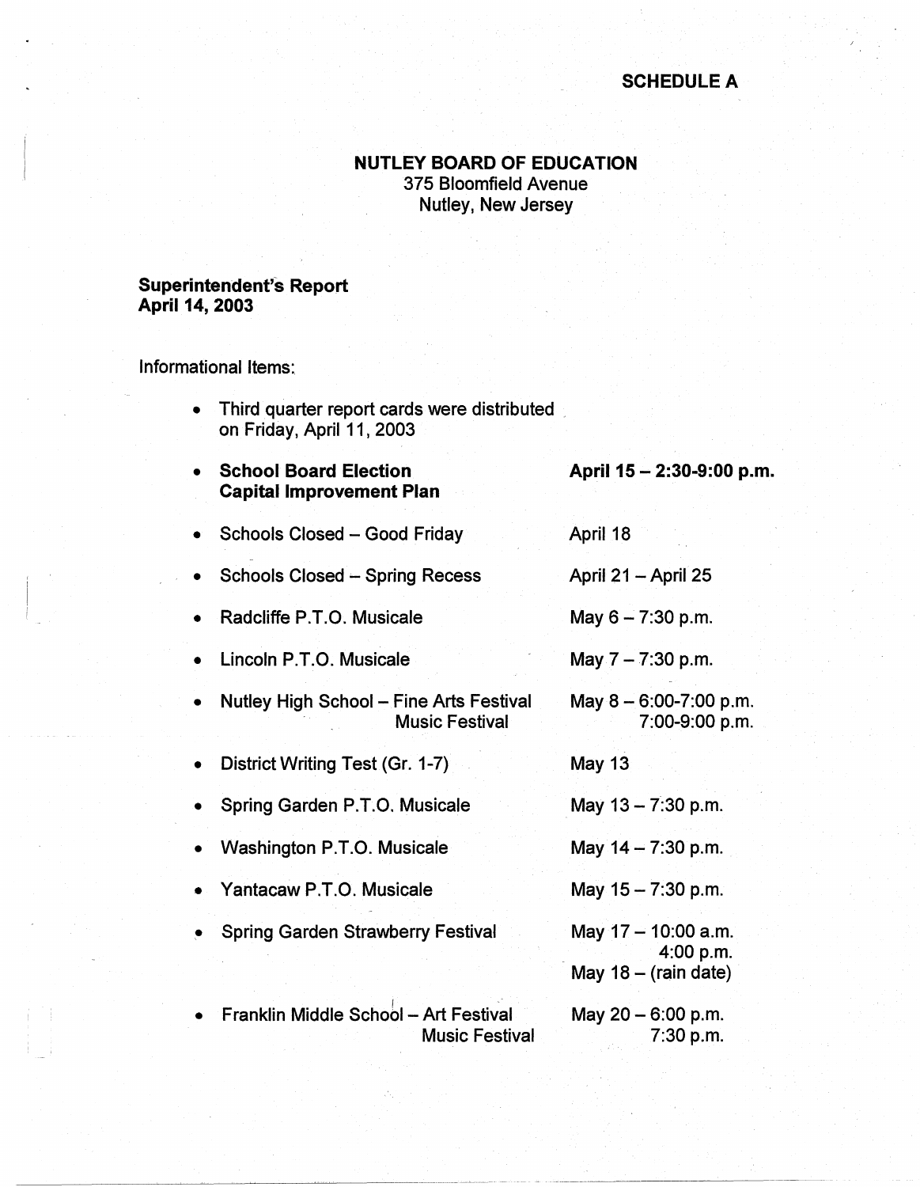**SCHEDULE A**

# NUTLEY BOARD OF EDUCATION

375 Bloomfield Avenue
Nutley, New Jersey

**Superintendent's Report**
**April 14, 2003**

Informational Items:

- Third quarter report cards were distributed on Friday, April 11, 2003

| Item | Date |
|---|---|
| **School Board Election** **Capital Improvement Plan** | **April 15 – 2:30-9:00 p.m.** |
| Schools Closed – Good Friday | April 18 |
| Schools Closed – Spring Recess | April 21 – April 25 |
| Radcliffe P.T.O. Musicale | May 6 – 7:30 p.m. |
| Lincoln P.T.O. Musicale | May 7 – 7:30 p.m. |
| Nutley High School – Fine Arts Festival | May 8 – 6:00-7:00 p.m. |
| Music Festival | 7:00-9:00 p.m. |
| District Writing Test (Gr. 1-7) | May 13 |
| Spring Garden P.T.O. Musicale | May 13 – 7:30 p.m. |
| Washington P.T.O. Musicale | May 14 – 7:30 p.m. |
| Yantacaw P.T.O. Musicale | May 15 – 7:30 p.m. |
| Spring Garden Strawberry Festival | May 17 – 10:00 a.m. 4:00 p.m. May 18 – (rain date) |
| Franklin Middle School – Art Festival | May 20 – 6:00 p.m. |
| Music Festival | 7:30 p.m. |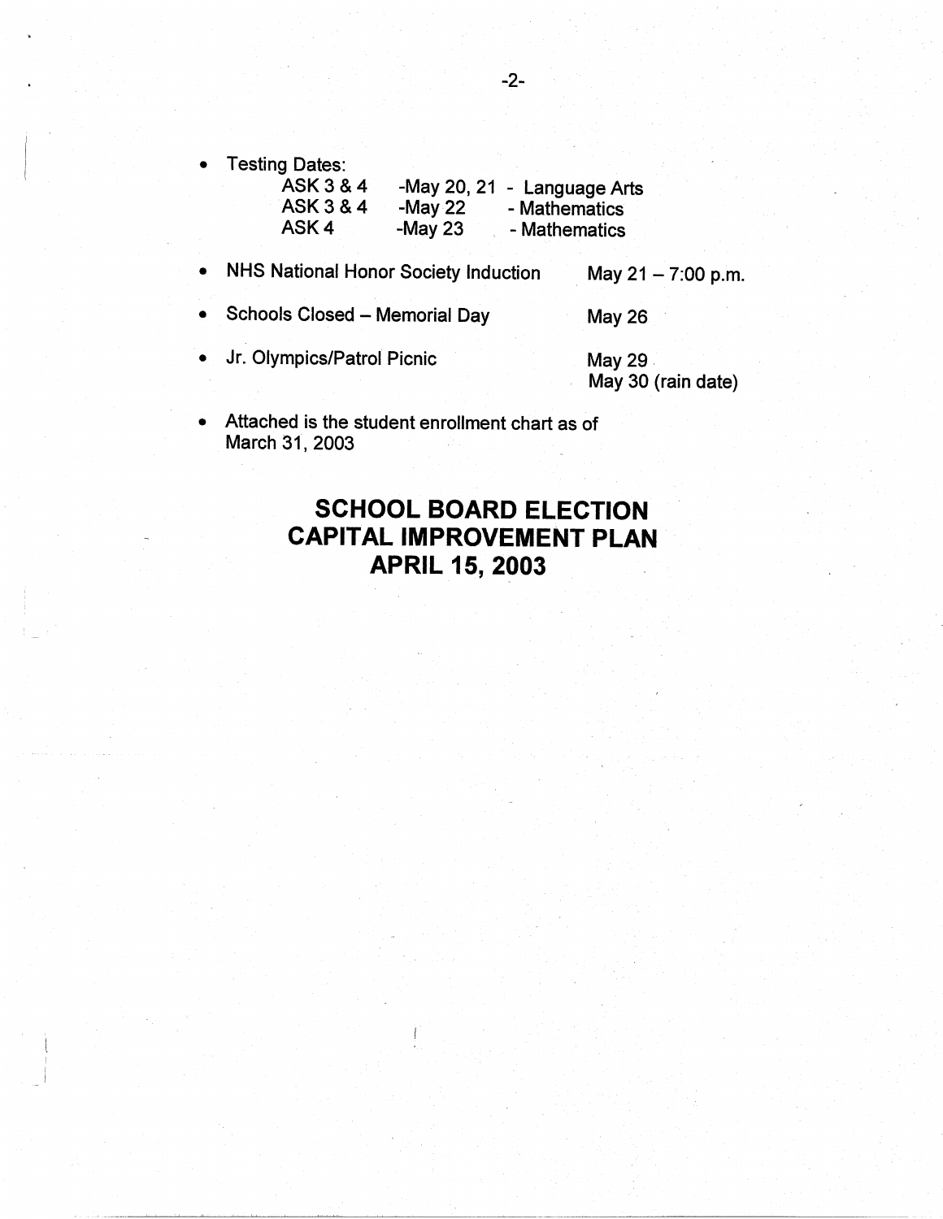- Testing Dates:

| | | |
|---|---|---|
| ASK 3 & 4 | -May 20, 21 | - Language Arts |
| ASK 3 & 4 | -May 22 | - Mathematics |
| ASK 4 | -May 23 | - Mathematics |

- NHS National Honor Society Induction — May 21 – 7:00 p.m.
- Schools Closed – Memorial Day — May 26
- Jr. Olympics/Patrol Picnic — May 29, May 30 (rain date)
- Attached is the student enrollment chart as of March 31, 2003

# SCHOOL BOARD ELECTION
# CAPITAL IMPROVEMENT PLAN
# APRIL 15, 2003